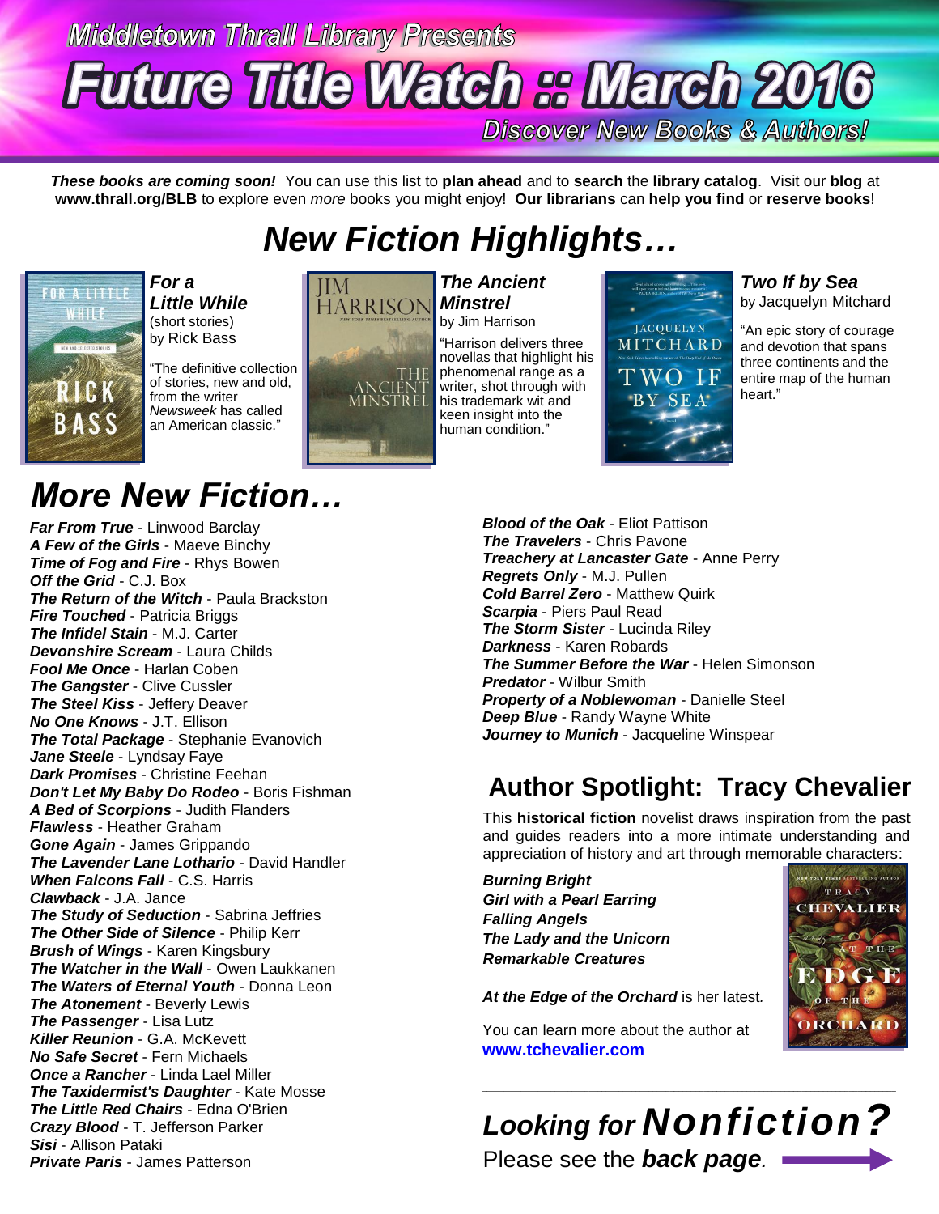Middletown Thrall Library Presents

# Future Title Watch :: March 2016

Discover New Books & Authors!

***These books are coming soon!*** You can use this list to **plan ahead** and to **search** the **library catalog**. Visit our **blog** at **www.thrall.org/BLB** to explore even *more* books you might enjoy! **Our librarians** can **help you find** or **reserve books**!

## *New Fiction Highlights…*

***For a Little While*** (short stories) by Rick Bass

"The definitive collection of stories, new and old, from the writer *Newsweek* has called an American classic."

***The Ancient Minstrel*** by Jim Harrison

"Harrison delivers three novellas that highlight his phenomenal range as a writer, shot through with his trademark wit and keen insight into the human condition."

***Two If by Sea*** by Jacquelyn Mitchard

"An epic story of courage and devotion that spans three continents and the entire map of the human heart."

## *More New Fiction…*

***Far From True*** - Linwood Barclay
***A Few of the Girls*** - Maeve Binchy
***Time of Fog and Fire*** - Rhys Bowen
***Off the Grid*** - C.J. Box
***The Return of the Witch*** - Paula Brackston
***Fire Touched*** - Patricia Briggs
***The Infidel Stain*** - M.J. Carter
***Devonshire Scream*** - Laura Childs
***Fool Me Once*** - Harlan Coben
***The Gangster*** - Clive Cussler
***The Steel Kiss*** - Jeffery Deaver
***No One Knows*** - J.T. Ellison
***The Total Package*** - Stephanie Evanovich
***Jane Steele*** - Lyndsay Faye
***Dark Promises*** - Christine Feehan
***Don't Let My Baby Do Rodeo*** - Boris Fishman
***A Bed of Scorpions*** - Judith Flanders
***Flawless*** - Heather Graham
***Gone Again*** - James Grippando
***The Lavender Lane Lothario*** - David Handler
***When Falcons Fall*** - C.S. Harris
***Clawback*** - J.A. Jance
***The Study of Seduction*** - Sabrina Jeffries
***The Other Side of Silence*** - Philip Kerr
***Brush of Wings*** - Karen Kingsbury
***The Watcher in the Wall*** - Owen Laukkanen
***The Waters of Eternal Youth*** - Donna Leon
***The Atonement*** - Beverly Lewis
***The Passenger*** - Lisa Lutz
***Killer Reunion*** - G.A. McKevett
***No Safe Secret*** - Fern Michaels
***Once a Rancher*** - Linda Lael Miller
***The Taxidermist's Daughter*** - Kate Mosse
***The Little Red Chairs*** - Edna O'Brien
***Crazy Blood*** - T. Jefferson Parker
***Sisi*** - Allison Pataki
***Private Paris*** - James Patterson
***Blood of the Oak*** - Eliot Pattison
***The Travelers*** - Chris Pavone
***Treachery at Lancaster Gate*** - Anne Perry
***Regrets Only*** - M.J. Pullen
***Cold Barrel Zero*** - Matthew Quirk
***Scarpia*** - Piers Paul Read
***The Storm Sister*** - Lucinda Riley
***Darkness*** - Karen Robards
***The Summer Before the War*** - Helen Simonson
***Predator*** - Wilbur Smith
***Property of a Noblewoman*** - Danielle Steel
***Deep Blue*** - Randy Wayne White
***Journey to Munich*** - Jacqueline Winspear

## Author Spotlight: Tracy Chevalier

This **historical fiction** novelist draws inspiration from the past and guides readers into a more intimate understanding and appreciation of history and art through memorable characters:

***Burning Bright***
***Girl with a Pearl Earring***
***Falling Angels***
***The Lady and the Unicorn***
***Remarkable Creatures***

***At the Edge of the Orchard*** is her latest.

You can learn more about the author at **www.tchevalier.com**

---

***Looking for Nonfiction?***

Please see the ***back page***.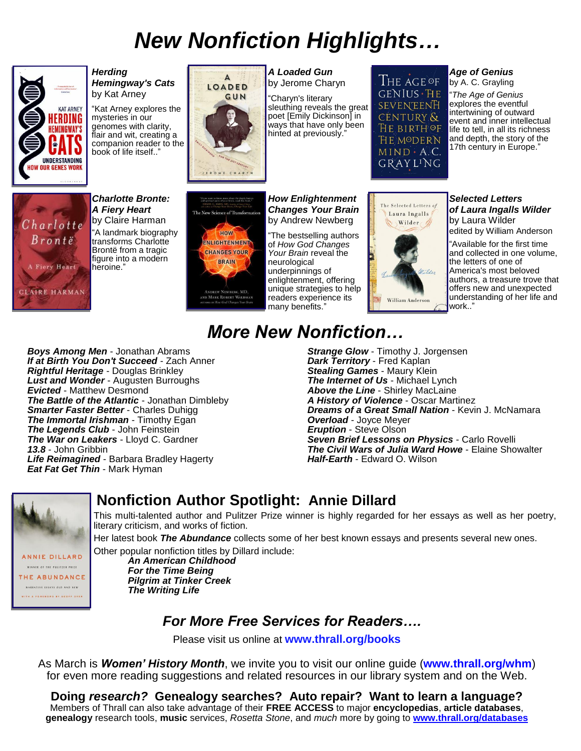# *New Nonfiction Highlights…*

***Herding Hemingway's Cats***
by Kat Arney

"Kat Arney explores the mysteries in our genomes with clarity, flair and wit, creating a companion reader to the book of life itself.."

***A Loaded Gun***
by Jerome Charyn

"Charyn's literary sleuthing reveals the great poet [Emily Dickinson] in ways that have only been hinted at previously."

***Age of Genius***
by A. C. Grayling

"*The Age of Genius* explores the eventful intertwining of outward event and inner intellectual life to tell, in all its richness and depth, the story of the 17th century in Europe."

***Charlotte Bronte: A Fiery Heart***
by Claire Harman

"A landmark biography transforms Charlotte Brontë from a tragic figure into a modern heroine."

***How Enlightenment Changes Your Brain***
by Andrew Newberg

"The bestselling authors of *How God Changes Your Brain* reveal the neurological underpinnings of enlightenment, offering unique strategies to help readers experience its many benefits."

***Selected Letters of Laura Ingalls Wilder***
by Laura Wilder
edited by William Anderson

"Available for the first time and collected in one volume, the letters of one of America's most beloved authors, a treasure trove that offers new and unexpected understanding of her life and work.."

# *More New Nonfiction…*

***Boys Among Men*** - Jonathan Abrams
***If at Birth You Don't Succeed*** - Zach Anner
***Rightful Heritage*** - Douglas Brinkley
***Lust and Wonder*** - Augusten Burroughs
***Evicted*** - Matthew Desmond
***The Battle of the Atlantic*** - Jonathan Dimbleby
***Smarter Faster Better*** - Charles Duhigg
***The Immortal Irishman*** - Timothy Egan
***The Legends Club*** - John Feinstein
***The War on Leakers*** - Lloyd C. Gardner
***13.8*** - John Gribbin
***Life Reimagined*** - Barbara Bradley Hagerty
***Eat Fat Get Thin*** - Mark Hyman
***Strange Glow*** - Timothy J. Jorgensen
***Dark Territory*** - Fred Kaplan
***Stealing Games*** - Maury Klein
***The Internet of Us*** - Michael Lynch
***Above the Line*** - Shirley MacLaine
***A History of Violence*** - Oscar Martinez
***Dreams of a Great Small Nation*** - Kevin J. McNamara
***Overload*** - Joyce Meyer
***Eruption*** - Steve Olson
***Seven Brief Lessons on Physics*** - Carlo Rovelli
***The Civil Wars of Julia Ward Howe*** - Elaine Showalter
***Half-Earth*** - Edward O. Wilson

## Nonfiction Author Spotlight: Annie Dillard

This multi-talented author and Pulitzer Prize winner is highly regarded for her essays as well as her poetry, literary criticism, and works of fiction.

Her latest book ***The Abundance*** collects some of her best known essays and presents several new ones.

Other popular nonfiction titles by Dillard include:

***An American Childhood***
***For the Time Being***
***Pilgrim at Tinker Creek***
***The Writing Life***

## *For More Free Services for Readers….*

Please visit us online at **www.thrall.org/books**

As March is ***Women' History Month***, we invite you to visit our online guide (**www.thrall.org/whm**) for even more reading suggestions and related resources in our library system and on the Web.

**Doing *research?* Genealogy searches? Auto repair? Want to learn a language?**
Members of Thrall can also take advantage of their **FREE ACCESS** to major **encyclopedias**, **article databases**, **genealogy** research tools, **music** services, *Rosetta Stone*, and *much* more by going to **www.thrall.org/databases**